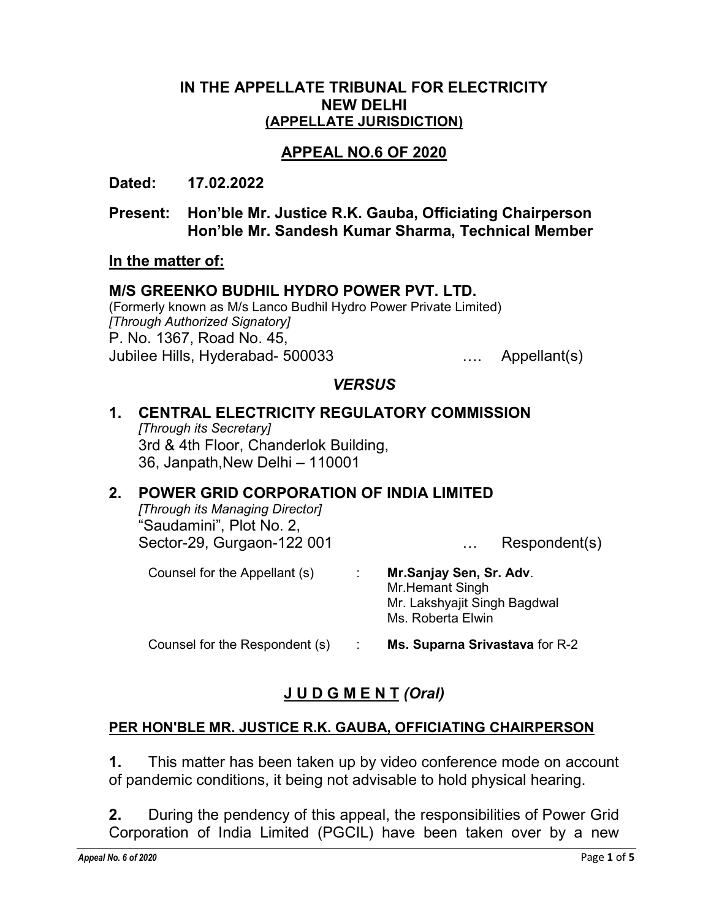**IN THE APPELLATE TRIBUNAL FOR ELECTRICITY**
**NEW DELHI**
**(APPELLATE JURISDICTION)**

**APPEAL NO.6 OF 2020**

**Dated: 17.02.2022**

**Present: Hon'ble Mr. Justice R.K. Gauba, Officiating Chairperson**
**Hon'ble Mr. Sandesh Kumar Sharma, Technical Member**

**In the matter of:**

**M/S GREENKO BUDHIL HYDRO POWER PVT. LTD.**
(Formerly known as M/s Lanco Budhil Hydro Power Private Limited)
*[Through Authorized Signatory]*
P. No. 1367, Road No. 45,
Jubilee Hills, Hyderabad- 500033 …. Appellant(s)

***VERSUS***

1. **CENTRAL ELECTRICITY REGULATORY COMMISSION**
   *[Through its Secretary]*
   3rd & 4th Floor, Chanderlok Building,
   36, Janpath,New Delhi – 110001

2. **POWER GRID CORPORATION OF INDIA LIMITED**
   *[Through its Managing Director]*
   "Saudamini", Plot No. 2,
   Sector-29, Gurgaon-122 001 … Respondent(s)

Counsel for the Appellant (s) : **Mr.Sanjay Sen, Sr. Adv**.
Mr.Hemant Singh
Mr. Lakshyajit Singh Bagdwal
Ms. Roberta Elwin

Counsel for the Respondent (s) : **Ms. Suparna Srivastava** for R-2

**JUDGMENT** ***(Oral)***

**PER HON'BLE MR. JUSTICE R.K. GAUBA, OFFICIATING CHAIRPERSON**

**1.** This matter has been taken up by video conference mode on account of pandemic conditions, it being not advisable to hold physical hearing.

**2.** During the pendency of this appeal, the responsibilities of Power Grid Corporation of India Limited (PGCIL) have been taken over by a new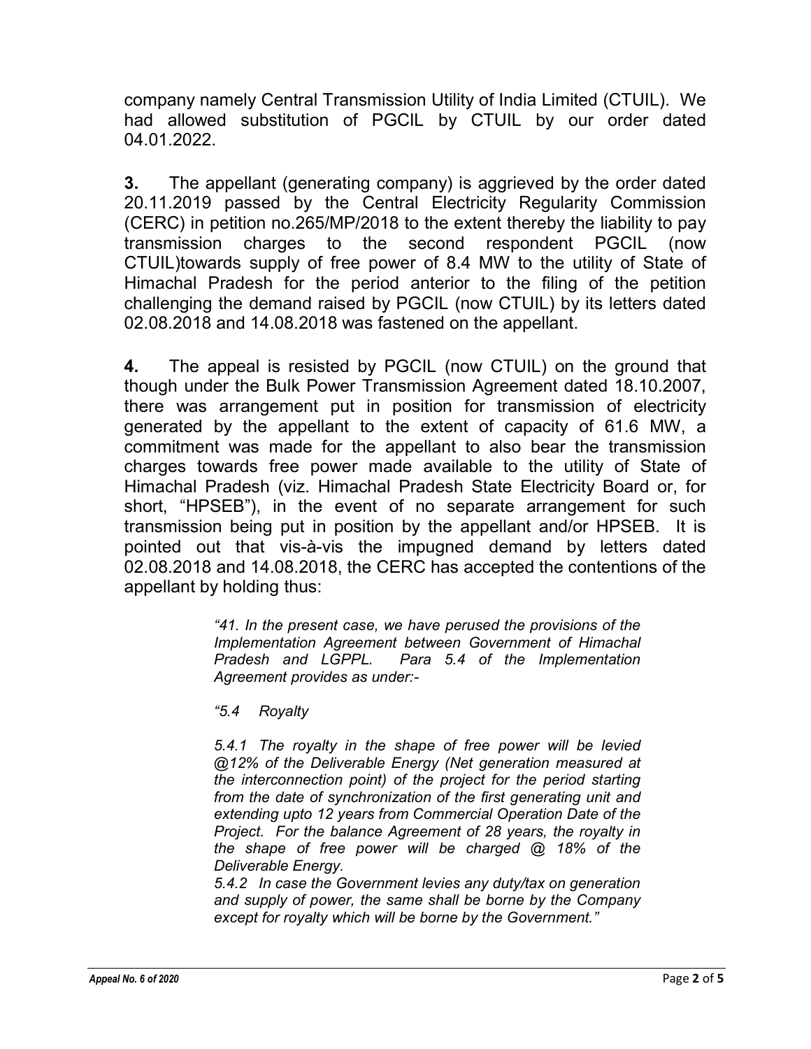company namely Central Transmission Utility of India Limited (CTUIL). We had allowed substitution of PGCIL by CTUIL by our order dated 04.01.2022.

**3.** The appellant (generating company) is aggrieved by the order dated 20.11.2019 passed by the Central Electricity Regularity Commission (CERC) in petition no.265/MP/2018 to the extent thereby the liability to pay transmission charges to the second respondent PGCIL (now CTUIL)towards supply of free power of 8.4 MW to the utility of State of Himachal Pradesh for the period anterior to the filing of the petition challenging the demand raised by PGCIL (now CTUIL) by its letters dated 02.08.2018 and 14.08.2018 was fastened on the appellant.

**4.** The appeal is resisted by PGCIL (now CTUIL) on the ground that though under the Bulk Power Transmission Agreement dated 18.10.2007, there was arrangement put in position for transmission of electricity generated by the appellant to the extent of capacity of 61.6 MW, a commitment was made for the appellant to also bear the transmission charges towards free power made available to the utility of State of Himachal Pradesh (viz. Himachal Pradesh State Electricity Board or, for short, "HPSEB"), in the event of no separate arrangement for such transmission being put in position by the appellant and/or HPSEB. It is pointed out that vis-à-vis the impugned demand by letters dated 02.08.2018 and 14.08.2018, the CERC has accepted the contentions of the appellant by holding thus:

> *"41. In the present case, we have perused the provisions of the Implementation Agreement between Government of Himachal Pradesh and LGPPL. Para 5.4 of the Implementation Agreement provides as under:-*
>
> *"5.4 Royalty*
>
> *5.4.1 The royalty in the shape of free power will be levied @12% of the Deliverable Energy (Net generation measured at the interconnection point) of the project for the period starting from the date of synchronization of the first generating unit and extending upto 12 years from Commercial Operation Date of the Project. For the balance Agreement of 28 years, the royalty in the shape of free power will be charged @ 18% of the Deliverable Energy.*
>
> *5.4.2 In case the Government levies any duty/tax on generation and supply of power, the same shall be borne by the Company except for royalty which will be borne by the Government."*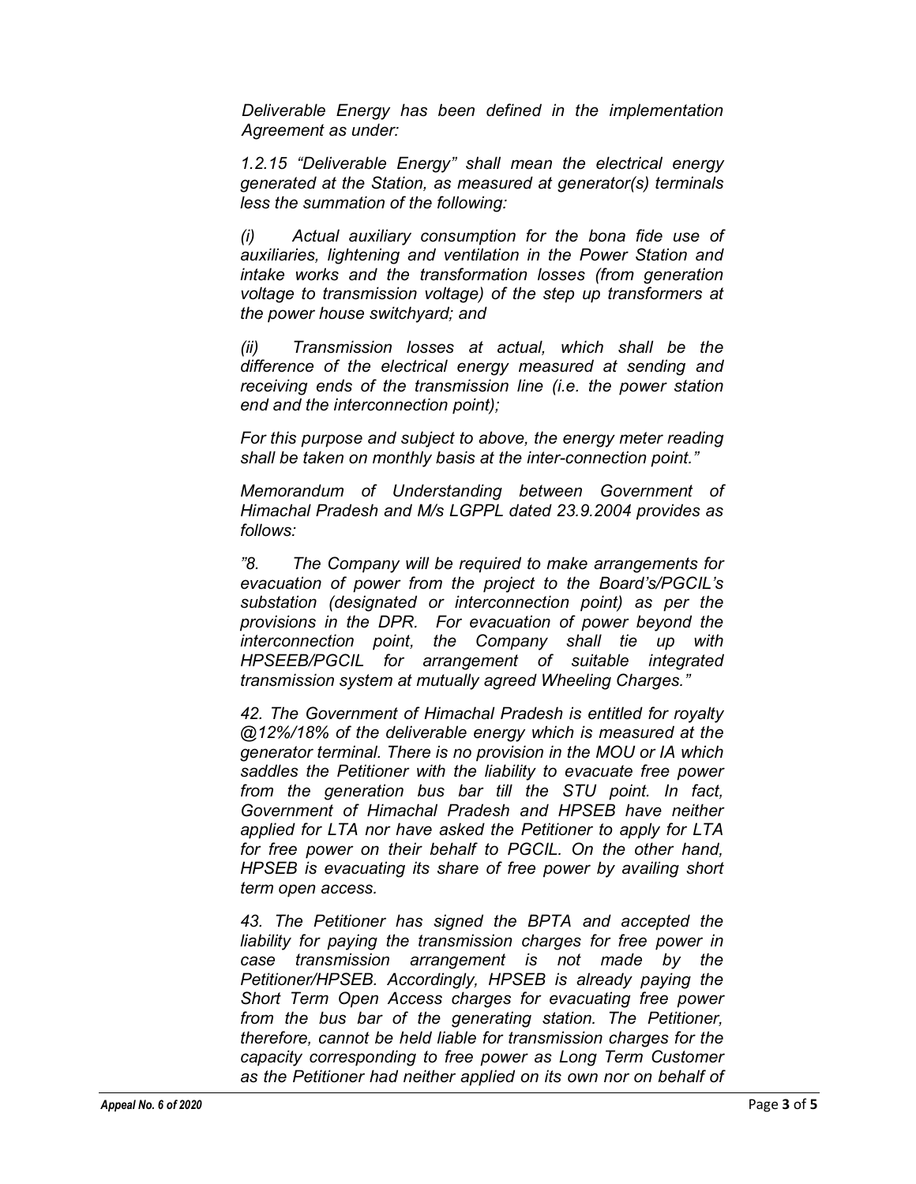*Deliverable Energy has been defined in the implementation Agreement as under:*

*1.2.15 "Deliverable Energy" shall mean the electrical energy generated at the Station, as measured at generator(s) terminals less the summation of the following:*

*(i) Actual auxiliary consumption for the bona fide use of auxiliaries, lightening and ventilation in the Power Station and intake works and the transformation losses (from generation voltage to transmission voltage) of the step up transformers at the power house switchyard; and*

*(ii) Transmission losses at actual, which shall be the difference of the electrical energy measured at sending and receiving ends of the transmission line (i.e. the power station end and the interconnection point);*

*For this purpose and subject to above, the energy meter reading shall be taken on monthly basis at the inter-connection point."*

*Memorandum of Understanding between Government of Himachal Pradesh and M/s LGPPL dated 23.9.2004 provides as follows:*

*"8. The Company will be required to make arrangements for evacuation of power from the project to the Board's/PGCIL's substation (designated or interconnection point) as per the provisions in the DPR. For evacuation of power beyond the interconnection point, the Company shall tie up with HPSEEB/PGCIL for arrangement of suitable integrated transmission system at mutually agreed Wheeling Charges."*

*42. The Government of Himachal Pradesh is entitled for royalty @12%/18% of the deliverable energy which is measured at the generator terminal. There is no provision in the MOU or IA which saddles the Petitioner with the liability to evacuate free power from the generation bus bar till the STU point. In fact, Government of Himachal Pradesh and HPSEB have neither applied for LTA nor have asked the Petitioner to apply for LTA for free power on their behalf to PGCIL. On the other hand, HPSEB is evacuating its share of free power by availing short term open access.*

*43. The Petitioner has signed the BPTA and accepted the liability for paying the transmission charges for free power in case transmission arrangement is not made by the Petitioner/HPSEB. Accordingly, HPSEB is already paying the Short Term Open Access charges for evacuating free power from the bus bar of the generating station. The Petitioner, therefore, cannot be held liable for transmission charges for the capacity corresponding to free power as Long Term Customer as the Petitioner had neither applied on its own nor on behalf of*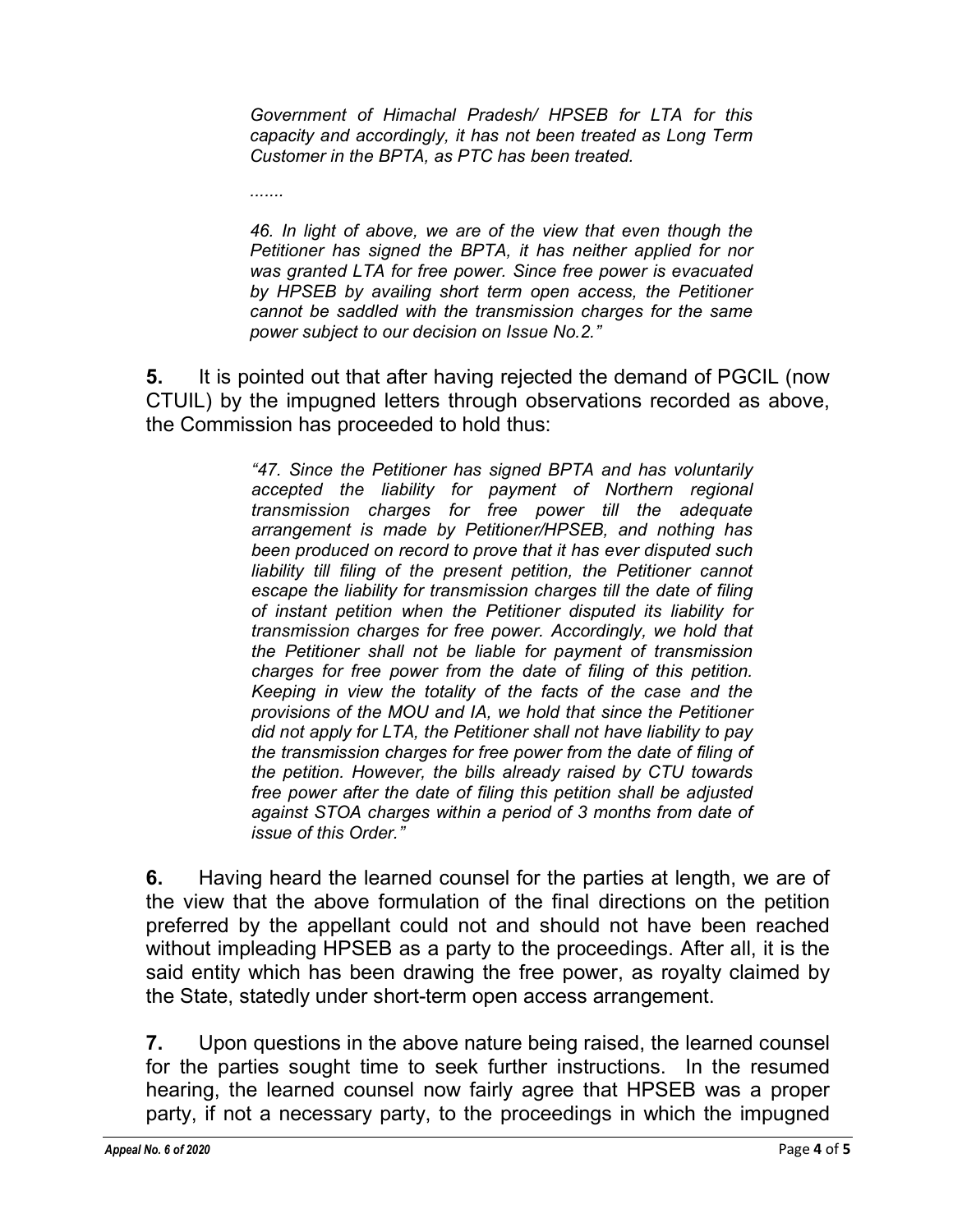> *Government of Himachal Pradesh/ HPSEB for LTA for this capacity and accordingly, it has not been treated as Long Term Customer in the BPTA, as PTC has been treated.*
>
> *.......*
>
> *46. In light of above, we are of the view that even though the Petitioner has signed the BPTA, it has neither applied for nor was granted LTA for free power. Since free power is evacuated by HPSEB by availing short term open access, the Petitioner cannot be saddled with the transmission charges for the same power subject to our decision on Issue No.2."*

**5.** It is pointed out that after having rejected the demand of PGCIL (now CTUIL) by the impugned letters through observations recorded as above, the Commission has proceeded to hold thus:

> *"47. Since the Petitioner has signed BPTA and has voluntarily accepted the liability for payment of Northern regional transmission charges for free power till the adequate arrangement is made by Petitioner/HPSEB, and nothing has been produced on record to prove that it has ever disputed such liability till filing of the present petition, the Petitioner cannot escape the liability for transmission charges till the date of filing of instant petition when the Petitioner disputed its liability for transmission charges for free power. Accordingly, we hold that the Petitioner shall not be liable for payment of transmission charges for free power from the date of filing of this petition. Keeping in view the totality of the facts of the case and the provisions of the MOU and IA, we hold that since the Petitioner did not apply for LTA, the Petitioner shall not have liability to pay the transmission charges for free power from the date of filing of the petition. However, the bills already raised by CTU towards free power after the date of filing this petition shall be adjusted against STOA charges within a period of 3 months from date of issue of this Order."*

**6.** Having heard the learned counsel for the parties at length, we are of the view that the above formulation of the final directions on the petition preferred by the appellant could not and should not have been reached without impleading HPSEB as a party to the proceedings. After all, it is the said entity which has been drawing the free power, as royalty claimed by the State, statedly under short-term open access arrangement.

**7.** Upon questions in the above nature being raised, the learned counsel for the parties sought time to seek further instructions. In the resumed hearing, the learned counsel now fairly agree that HPSEB was a proper party, if not a necessary party, to the proceedings in which the impugned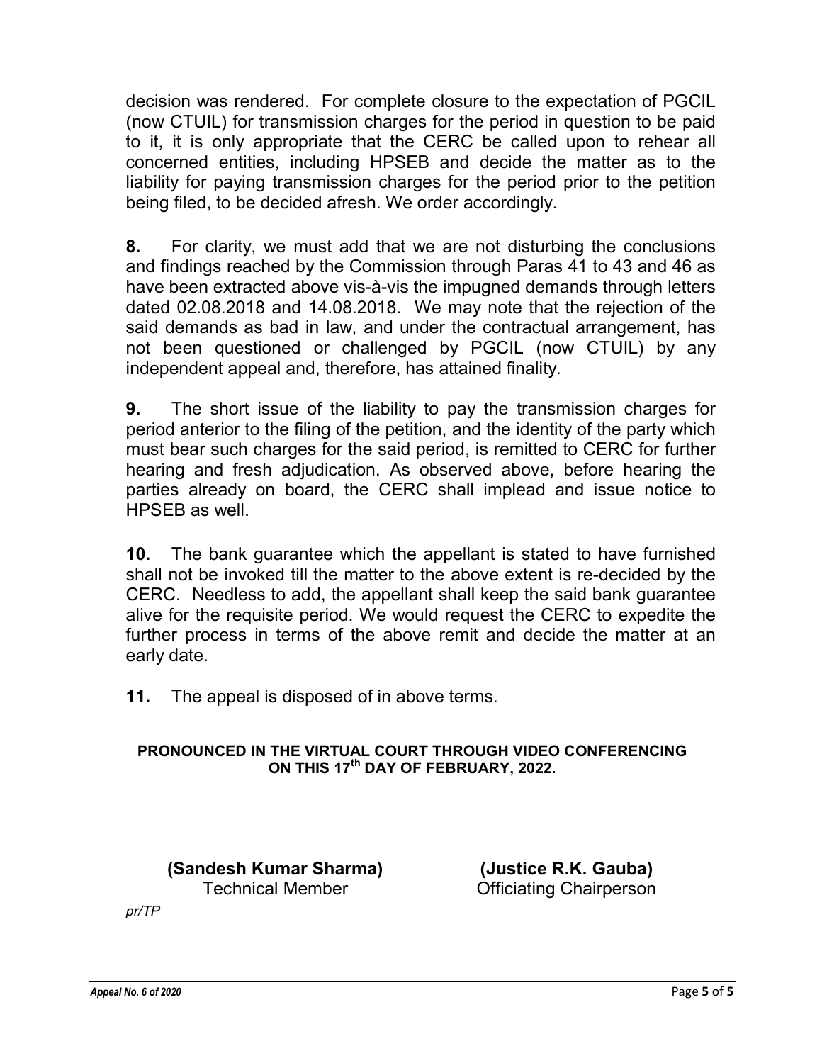decision was rendered. For complete closure to the expectation of PGCIL (now CTUIL) for transmission charges for the period in question to be paid to it, it is only appropriate that the CERC be called upon to rehear all concerned entities, including HPSEB and decide the matter as to the liability for paying transmission charges for the period prior to the petition being filed, to be decided afresh. We order accordingly.

**8.** For clarity, we must add that we are not disturbing the conclusions and findings reached by the Commission through Paras 41 to 43 and 46 as have been extracted above vis-à-vis the impugned demands through letters dated 02.08.2018 and 14.08.2018. We may note that the rejection of the said demands as bad in law, and under the contractual arrangement, has not been questioned or challenged by PGCIL (now CTUIL) by any independent appeal and, therefore, has attained finality.

**9.** The short issue of the liability to pay the transmission charges for period anterior to the filing of the petition, and the identity of the party which must bear such charges for the said period, is remitted to CERC for further hearing and fresh adjudication. As observed above, before hearing the parties already on board, the CERC shall implead and issue notice to HPSEB as well.

**10.** The bank guarantee which the appellant is stated to have furnished shall not be invoked till the matter to the above extent is re-decided by the CERC. Needless to add, the appellant shall keep the said bank guarantee alive for the requisite period. We would request the CERC to expedite the further process in terms of the above remit and decide the matter at an early date.

**11.** The appeal is disposed of in above terms.

**PRONOUNCED IN THE VIRTUAL COURT THROUGH VIDEO CONFERENCING ON THIS 17th DAY OF FEBRUARY, 2022.**

**(Sandesh Kumar Sharma)**
Technical Member

**(Justice R.K. Gauba)**
Officiating Chairperson

*pr/TP*